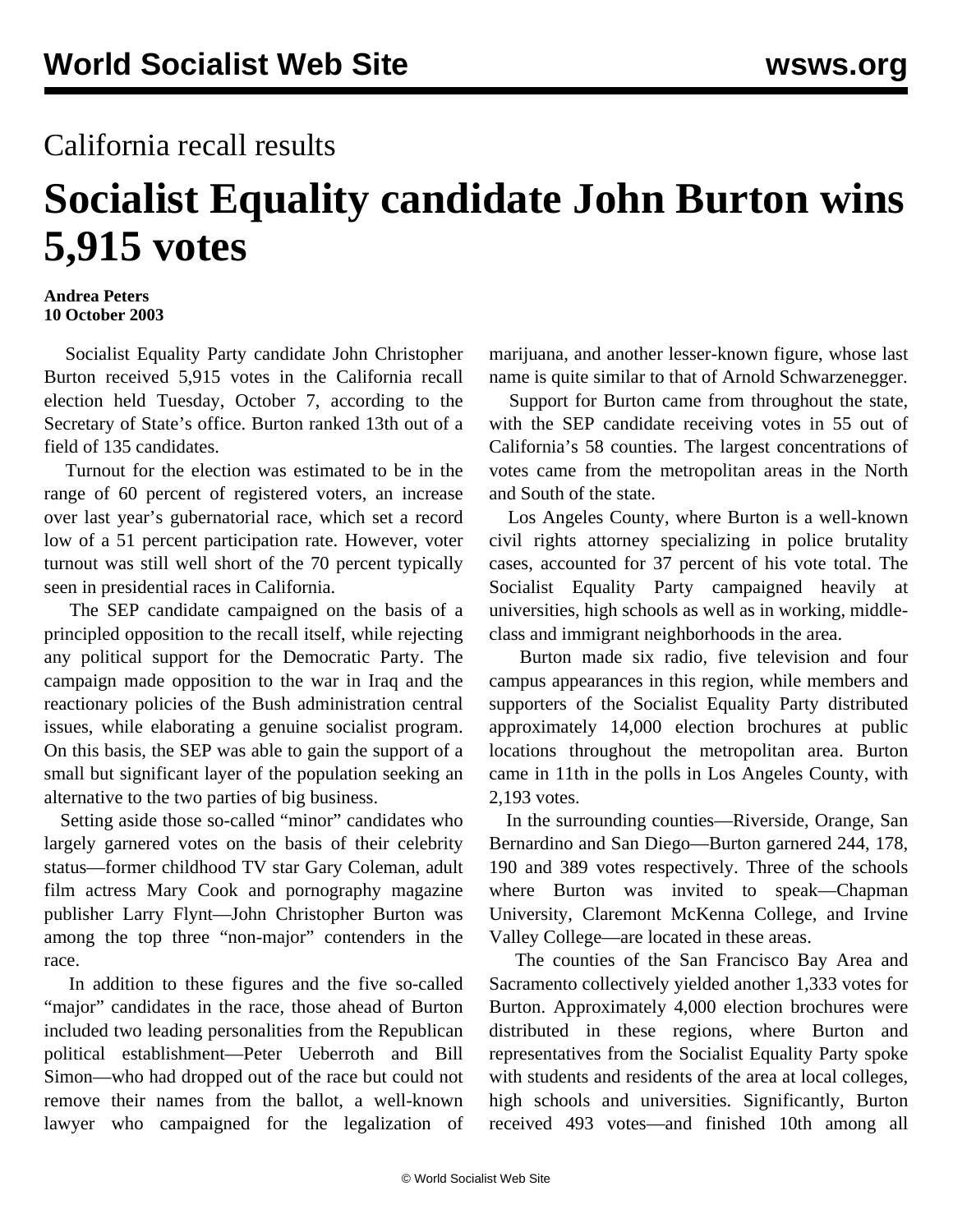California recall results

# Socialist Equality candidate John Burton wins 5,915 votes

**Andrea Peters**
**10 October 2003**

Socialist Equality Party candidate John Christopher Burton received 5,915 votes in the California recall election held Tuesday, October 7, according to the Secretary of State's office. Burton ranked 13th out of a field of 135 candidates.

Turnout for the election was estimated to be in the range of 60 percent of registered voters, an increase over last year's gubernatorial race, which set a record low of a 51 percent participation rate. However, voter turnout was still well short of the 70 percent typically seen in presidential races in California.

The SEP candidate campaigned on the basis of a principled opposition to the recall itself, while rejecting any political support for the Democratic Party. The campaign made opposition to the war in Iraq and the reactionary policies of the Bush administration central issues, while elaborating a genuine socialist program. On this basis, the SEP was able to gain the support of a small but significant layer of the population seeking an alternative to the two parties of big business.

Setting aside those so-called "minor" candidates who largely garnered votes on the basis of their celebrity status—former childhood TV star Gary Coleman, adult film actress Mary Cook and pornography magazine publisher Larry Flynt—John Christopher Burton was among the top three "non-major" contenders in the race.

In addition to these figures and the five so-called "major" candidates in the race, those ahead of Burton included two leading personalities from the Republican political establishment—Peter Ueberroth and Bill Simon—who had dropped out of the race but could not remove their names from the ballot, a well-known lawyer who campaigned for the legalization of marijuana, and another lesser-known figure, whose last name is quite similar to that of Arnold Schwarzenegger.

Support for Burton came from throughout the state, with the SEP candidate receiving votes in 55 out of California's 58 counties. The largest concentrations of votes came from the metropolitan areas in the North and South of the state.

Los Angeles County, where Burton is a well-known civil rights attorney specializing in police brutality cases, accounted for 37 percent of his vote total. The Socialist Equality Party campaigned heavily at universities, high schools as well as in working, middle-class and immigrant neighborhoods in the area.

Burton made six radio, five television and four campus appearances in this region, while members and supporters of the Socialist Equality Party distributed approximately 14,000 election brochures at public locations throughout the metropolitan area. Burton came in 11th in the polls in Los Angeles County, with 2,193 votes.

In the surrounding counties—Riverside, Orange, San Bernardino and San Diego—Burton garnered 244, 178, 190 and 389 votes respectively. Three of the schools where Burton was invited to speak—Chapman University, Claremont McKenna College, and Irvine Valley College—are located in these areas.

The counties of the San Francisco Bay Area and Sacramento collectively yielded another 1,333 votes for Burton. Approximately 4,000 election brochures were distributed in these regions, where Burton and representatives from the Socialist Equality Party spoke with students and residents of the area at local colleges, high schools and universities. Significantly, Burton received 493 votes—and finished 10th among all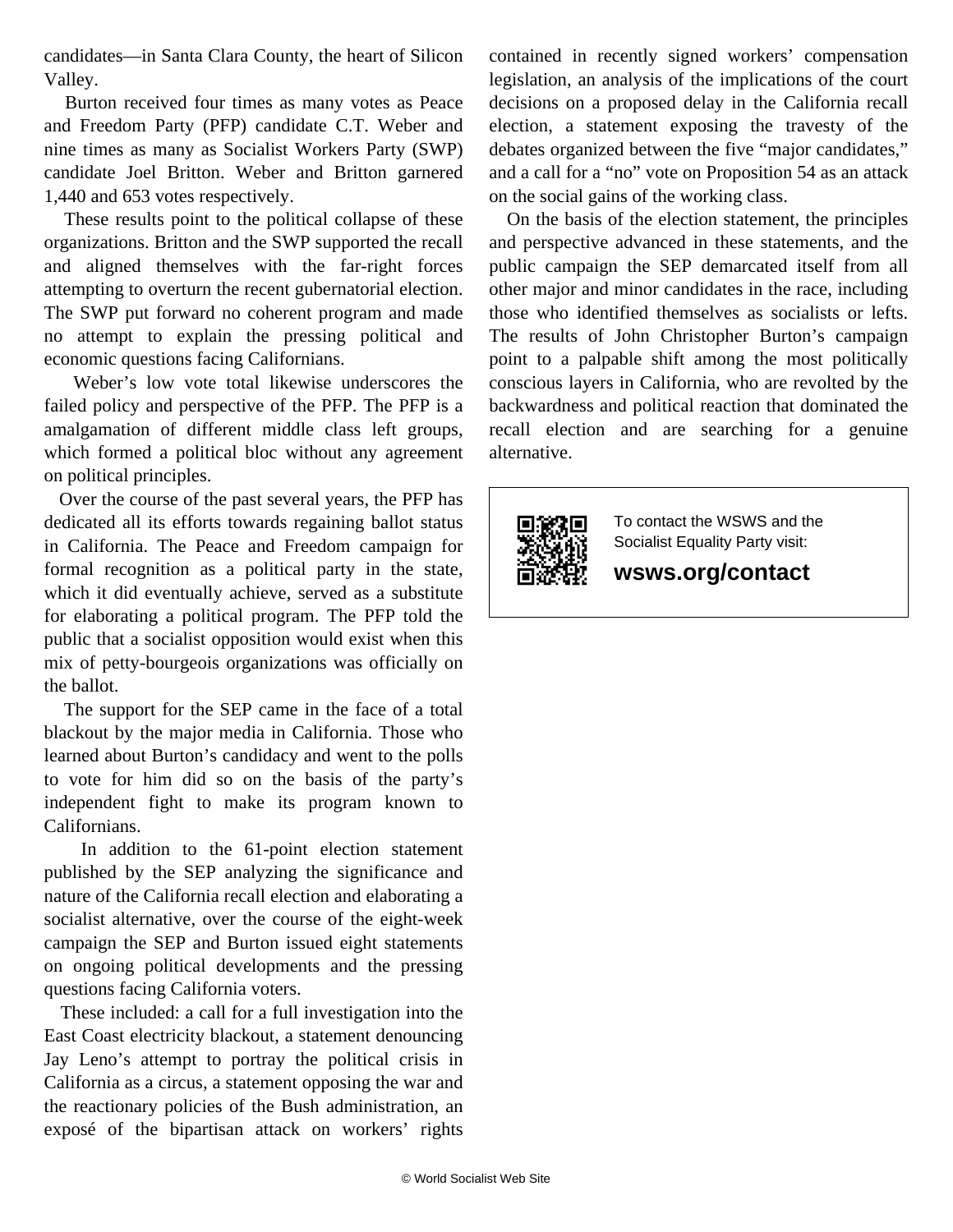candidates—in Santa Clara County, the heart of Silicon Valley.

Burton received four times as many votes as Peace and Freedom Party (PFP) candidate C.T. Weber and nine times as many as Socialist Workers Party (SWP) candidate Joel Britton. Weber and Britton garnered 1,440 and 653 votes respectively.

These results point to the political collapse of these organizations. Britton and the SWP supported the recall and aligned themselves with the far-right forces attempting to overturn the recent gubernatorial election. The SWP put forward no coherent program and made no attempt to explain the pressing political and economic questions facing Californians.

Weber's low vote total likewise underscores the failed policy and perspective of the PFP. The PFP is a amalgamation of different middle class left groups, which formed a political bloc without any agreement on political principles.

Over the course of the past several years, the PFP has dedicated all its efforts towards regaining ballot status in California. The Peace and Freedom campaign for formal recognition as a political party in the state, which it did eventually achieve, served as a substitute for elaborating a political program. The PFP told the public that a socialist opposition would exist when this mix of petty-bourgeois organizations was officially on the ballot.

The support for the SEP came in the face of a total blackout by the major media in California. Those who learned about Burton's candidacy and went to the polls to vote for him did so on the basis of the party's independent fight to make its program known to Californians.

In addition to the 61-point election statement published by the SEP analyzing the significance and nature of the California recall election and elaborating a socialist alternative, over the course of the eight-week campaign the SEP and Burton issued eight statements on ongoing political developments and the pressing questions facing California voters.

These included: a call for a full investigation into the East Coast electricity blackout, a statement denouncing Jay Leno's attempt to portray the political crisis in California as a circus, a statement opposing the war and the reactionary policies of the Bush administration, an exposé of the bipartisan attack on workers' rights contained in recently signed workers' compensation legislation, an analysis of the implications of the court decisions on a proposed delay in the California recall election, a statement exposing the travesty of the debates organized between the five "major candidates," and a call for a "no" vote on Proposition 54 as an attack on the social gains of the working class.

On the basis of the election statement, the principles and perspective advanced in these statements, and the public campaign the SEP demarcated itself from all other major and minor candidates in the race, including those who identified themselves as socialists or lefts. The results of John Christopher Burton's campaign point to a palpable shift among the most politically conscious layers in California, who are revolted by the backwardness and political reaction that dominated the recall election and are searching for a genuine alternative.

To contact the WSWS and the Socialist Equality Party visit:

**wsws.org/contact**